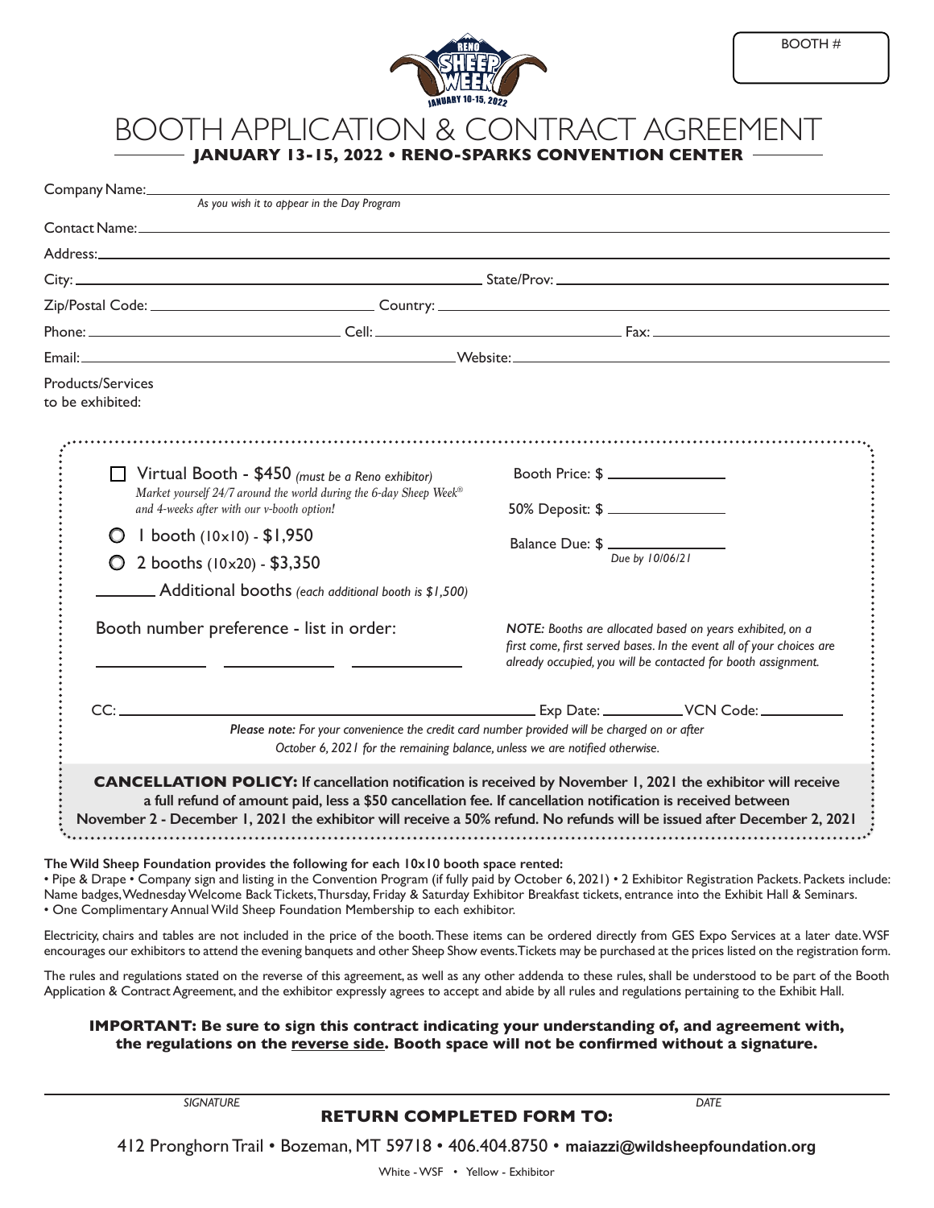BOOTH #

RENO SHEEP WEEK JANUARY 10-15, 2022

# BOOTH APPLICATION & CONTRACT AGREEMENT

## JANUARY 13-15, 2022 • RENO-SPARKS CONVENTION CENTER

Company Name: ______________________
*As you wish it to appear in the Day Program*

Contact Name: ______________________

Address: ______________________

City: ______________________ State/Prov: ______________________

Zip/Postal Code: ______________________ Country: ______________________

Phone: ______________________ Cell: ______________________ Fax: ______________________

Email: ______________________ Website: ______________________

Products/Services to be exhibited:

☐ Virtual Booth - $450 *(must be a Reno exhibitor)*
*Market yourself 24/7 around the world during the 6-day Sheep Week® and 4-weeks after with our v-booth option!*

○ 1 booth (10x10) - $1,950

○ 2 booths (10x20) - $3,350

_______ Additional booths *(each additional booth is $1,500)*

Booth Price: $ ______________

50% Deposit: $ ______________

Balance Due: $ ______________
*Due by 10/06/21*

Booth number preference - list in order:

____________ ____________ ____________

*NOTE: Booths are allocated based on years exhibited, on a first come, first served bases. In the event all of your choices are already occupied, you will be contacted for booth assignment.*

CC: ______________________ Exp Date: __________ VCN Code: __________

***Please note:*** *For your convenience the credit card number provided will be charged on or after October 6, 2021 for the remaining balance, unless we are notified otherwise.*

**CANCELLATION POLICY: If cancellation notification is received by November 1, 2021 the exhibitor will receive a full refund of amount paid, less a $50 cancellation fee. If cancellation notification is received between November 2 - December 1, 2021 the exhibitor will receive a 50% refund. No refunds will be issued after December 2, 2021**

**The Wild Sheep Foundation provides the following for each 10x10 booth space rented:**

• Pipe & Drape • Company sign and listing in the Convention Program (if fully paid by October 6, 2021) • 2 Exhibitor Registration Packets. Packets include: Name badges, Wednesday Welcome Back Tickets, Thursday, Friday & Saturday Exhibitor Breakfast tickets, entrance into the Exhibit Hall & Seminars.
• One Complimentary Annual Wild Sheep Foundation Membership to each exhibitor.

Electricity, chairs and tables are not included in the price of the booth. These items can be ordered directly from GES Expo Services at a later date. WSF encourages our exhibitors to attend the evening banquets and other Sheep Show events. Tickets may be purchased at the prices listed on the registration form.

The rules and regulations stated on the reverse of this agreement, as well as any other addenda to these rules, shall be understood to be part of the Booth Application & Contract Agreement, and the exhibitor expressly agrees to accept and abide by all rules and regulations pertaining to the Exhibit Hall.

**IMPORTANT: Be sure to sign this contract indicating your understanding of, and agreement with, the regulations on the <u>reverse side</u>. Booth space will not be confirmed without a signature.**

______________________ ______________________
*SIGNATURE* *DATE*

**RETURN COMPLETED FORM TO:**

412 Pronghorn Trail • Bozeman, MT 59718 • 406.404.8750 • **maiazzi@wildsheepfoundation.org**

White - WSF • Yellow - Exhibitor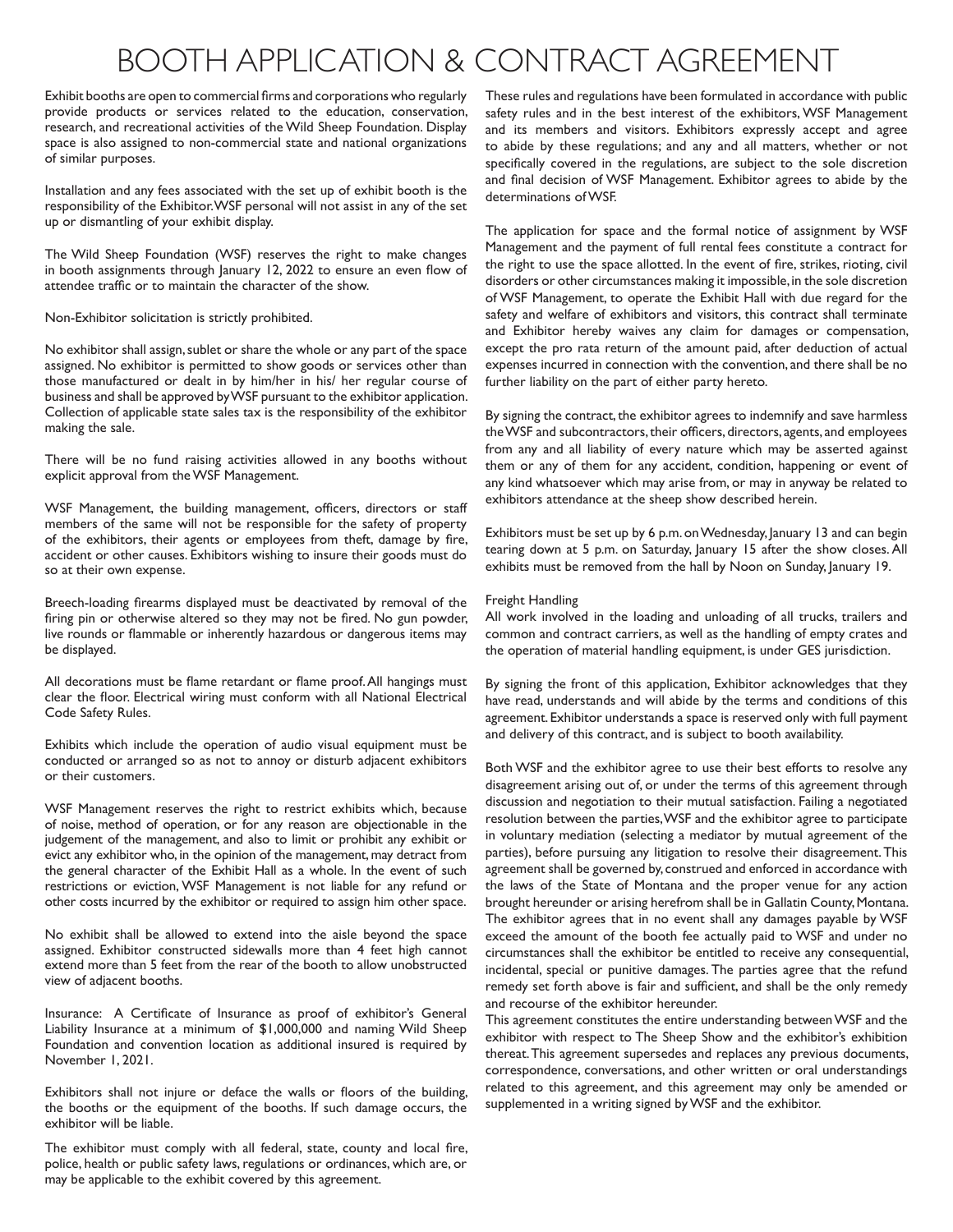# BOOTH APPLICATION & CONTRACT AGREEMENT

Exhibit booths are open to commercial firms and corporations who regularly provide products or services related to the education, conservation, research, and recreational activities of the Wild Sheep Foundation. Display space is also assigned to non-commercial state and national organizations of similar purposes.

Installation and any fees associated with the set up of exhibit booth is the responsibility of the Exhibitor. WSF personal will not assist in any of the set up or dismantling of your exhibit display.

The Wild Sheep Foundation (WSF) reserves the right to make changes in booth assignments through January 12, 2022 to ensure an even flow of attendee traffic or to maintain the character of the show.

Non-Exhibitor solicitation is strictly prohibited.

No exhibitor shall assign, sublet or share the whole or any part of the space assigned. No exhibitor is permitted to show goods or services other than those manufactured or dealt in by him/her in his/ her regular course of business and shall be approved by WSF pursuant to the exhibitor application. Collection of applicable state sales tax is the responsibility of the exhibitor making the sale.

There will be no fund raising activities allowed in any booths without explicit approval from the WSF Management.

WSF Management, the building management, officers, directors or staff members of the same will not be responsible for the safety of property of the exhibitors, their agents or employees from theft, damage by fire, accident or other causes. Exhibitors wishing to insure their goods must do so at their own expense.

Breech-loading firearms displayed must be deactivated by removal of the firing pin or otherwise altered so they may not be fired. No gun powder, live rounds or flammable or inherently hazardous or dangerous items may be displayed.

All decorations must be flame retardant or flame proof. All hangings must clear the floor. Electrical wiring must conform with all National Electrical Code Safety Rules.

Exhibits which include the operation of audio visual equipment must be conducted or arranged so as not to annoy or disturb adjacent exhibitors or their customers.

WSF Management reserves the right to restrict exhibits which, because of noise, method of operation, or for any reason are objectionable in the judgement of the management, and also to limit or prohibit any exhibit or evict any exhibitor who, in the opinion of the management, may detract from the general character of the Exhibit Hall as a whole. In the event of such restrictions or eviction, WSF Management is not liable for any refund or other costs incurred by the exhibitor or required to assign him other space.

No exhibit shall be allowed to extend into the aisle beyond the space assigned. Exhibitor constructed sidewalls more than 4 feet high cannot extend more than 5 feet from the rear of the booth to allow unobstructed view of adjacent booths.

Insurance: A Certificate of Insurance as proof of exhibitor's General Liability Insurance at a minimum of $1,000,000 and naming Wild Sheep Foundation and convention location as additional insured is required by November 1, 2021.

Exhibitors shall not injure or deface the walls or floors of the building, the booths or the equipment of the booths. If such damage occurs, the exhibitor will be liable.

The exhibitor must comply with all federal, state, county and local fire, police, health or public safety laws, regulations or ordinances, which are, or may be applicable to the exhibit covered by this agreement.

These rules and regulations have been formulated in accordance with public safety rules and in the best interest of the exhibitors, WSF Management and its members and visitors. Exhibitors expressly accept and agree to abide by these regulations; and any and all matters, whether or not specifically covered in the regulations, are subject to the sole discretion and final decision of WSF Management. Exhibitor agrees to abide by the determinations of WSF.

The application for space and the formal notice of assignment by WSF Management and the payment of full rental fees constitute a contract for the right to use the space allotted. In the event of fire, strikes, rioting, civil disorders or other circumstances making it impossible, in the sole discretion of WSF Management, to operate the Exhibit Hall with due regard for the safety and welfare of exhibitors and visitors, this contract shall terminate and Exhibitor hereby waives any claim for damages or compensation, except the pro rata return of the amount paid, after deduction of actual expenses incurred in connection with the convention, and there shall be no further liability on the part of either party hereto.

By signing the contract, the exhibitor agrees to indemnify and save harmless the WSF and subcontractors, their officers, directors, agents, and employees from any and all liability of every nature which may be asserted against them or any of them for any accident, condition, happening or event of any kind whatsoever which may arise from, or may in anyway be related to exhibitors attendance at the sheep show described herein.

Exhibitors must be set up by 6 p.m. on Wednesday, January 13 and can begin tearing down at 5 p.m. on Saturday, January 15 after the show closes. All exhibits must be removed from the hall by Noon on Sunday, January 19.

Freight Handling

All work involved in the loading and unloading of all trucks, trailers and common and contract carriers, as well as the handling of empty crates and the operation of material handling equipment, is under GES jurisdiction.

By signing the front of this application, Exhibitor acknowledges that they have read, understands and will abide by the terms and conditions of this agreement. Exhibitor understands a space is reserved only with full payment and delivery of this contract, and is subject to booth availability.

Both WSF and the exhibitor agree to use their best efforts to resolve any disagreement arising out of, or under the terms of this agreement through discussion and negotiation to their mutual satisfaction. Failing a negotiated resolution between the parties, WSF and the exhibitor agree to participate in voluntary mediation (selecting a mediator by mutual agreement of the parties), before pursuing any litigation to resolve their disagreement. This agreement shall be governed by, construed and enforced in accordance with the laws of the State of Montana and the proper venue for any action brought hereunder or arising herefrom shall be in Gallatin County, Montana. The exhibitor agrees that in no event shall any damages payable by WSF exceed the amount of the booth fee actually paid to WSF and under no circumstances shall the exhibitor be entitled to receive any consequential, incidental, special or punitive damages. The parties agree that the refund remedy set forth above is fair and sufficient, and shall be the only remedy and recourse of the exhibitor hereunder.

This agreement constitutes the entire understanding between WSF and the exhibitor with respect to The Sheep Show and the exhibitor's exhibition thereat. This agreement supersedes and replaces any previous documents, correspondence, conversations, and other written or oral understandings related to this agreement, and this agreement may only be amended or supplemented in a writing signed by WSF and the exhibitor.